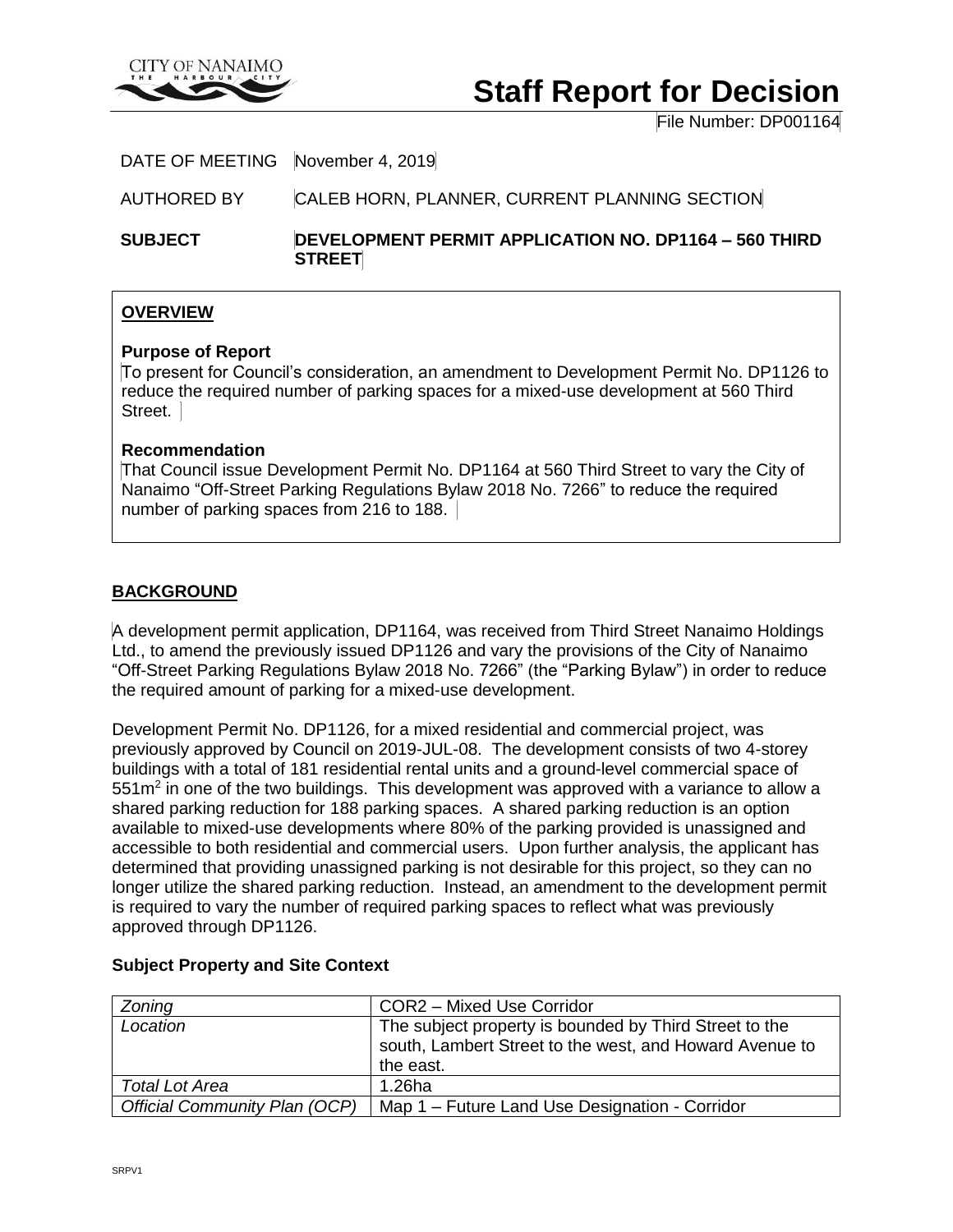# Staff Report for Decision

File Number: DP001164

DATE OF MEETING November 4, 2019

AUTHORED BY CALEB HORN, PLANNER, CURRENT PLANNING SECTION

**SUBJECT** **DEVELOPMENT PERMIT APPLICATION NO. DP1164 – 560 THIRD STREET**

## OVERVIEW

**Purpose of Report**

To present for Council's consideration, an amendment to Development Permit No. DP1126 to reduce the required number of parking spaces for a mixed-use development at 560 Third Street.

**Recommendation**

That Council issue Development Permit No. DP1164 at 560 Third Street to vary the City of Nanaimo "Off-Street Parking Regulations Bylaw 2018 No. 7266" to reduce the required number of parking spaces from 216 to 188.

## BACKGROUND

A development permit application, DP1164, was received from Third Street Nanaimo Holdings Ltd., to amend the previously issued DP1126 and vary the provisions of the City of Nanaimo "Off-Street Parking Regulations Bylaw 2018 No. 7266" (the "Parking Bylaw") in order to reduce the required amount of parking for a mixed-use development.

Development Permit No. DP1126, for a mixed residential and commercial project, was previously approved by Council on 2019-JUL-08. The development consists of two 4-storey buildings with a total of 181 residential rental units and a ground-level commercial space of 551m$^2$ in one of the two buildings. This development was approved with a variance to allow a shared parking reduction for 188 parking spaces. A shared parking reduction is an option available to mixed-use developments where 80% of the parking provided is unassigned and accessible to both residential and commercial users. Upon further analysis, the applicant has determined that providing unassigned parking is not desirable for this project, so they can no longer utilize the shared parking reduction. Instead, an amendment to the development permit is required to vary the number of required parking spaces to reflect what was previously approved through DP1126.

**Subject Property and Site Context**

| *Zoning* | COR2 – Mixed Use Corridor |
|---|---|
| *Location* | The subject property is bounded by Third Street to the south, Lambert Street to the west, and Howard Avenue to the east. |
| *Total Lot Area* | 1.26ha |
| *Official Community Plan (OCP)* | Map 1 – Future Land Use Designation - Corridor |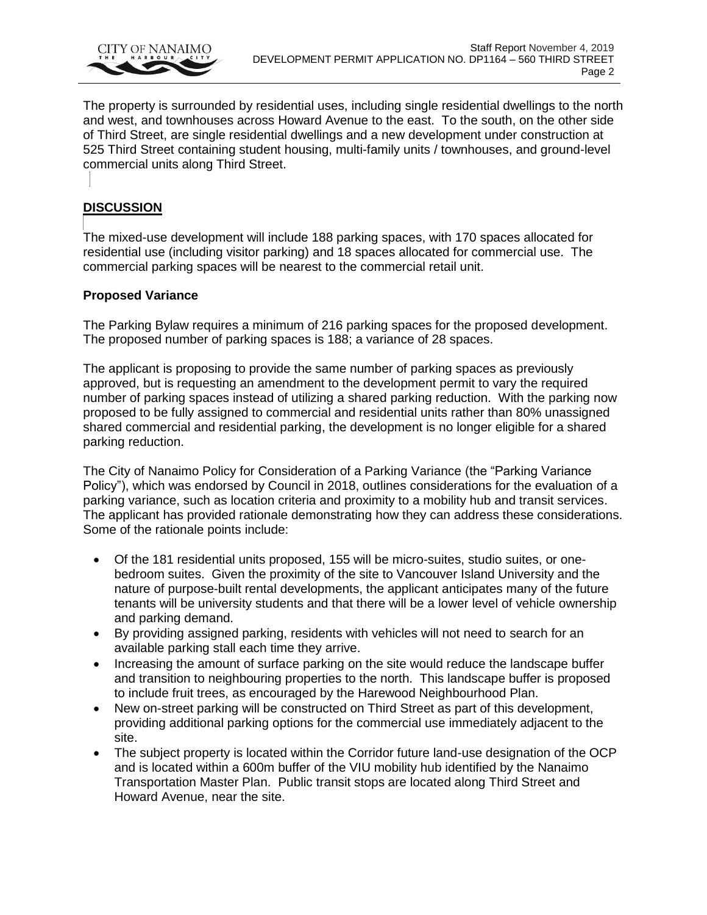The property is surrounded by residential uses, including single residential dwellings to the north and west, and townhouses across Howard Avenue to the east. To the south, on the other side of Third Street, are single residential dwellings and a new development under construction at 525 Third Street containing student housing, multi-family units / townhouses, and ground-level commercial units along Third Street.

## DISCUSSION

The mixed-use development will include 188 parking spaces, with 170 spaces allocated for residential use (including visitor parking) and 18 spaces allocated for commercial use. The commercial parking spaces will be nearest to the commercial retail unit.

### Proposed Variance

The Parking Bylaw requires a minimum of 216 parking spaces for the proposed development. The proposed number of parking spaces is 188; a variance of 28 spaces.

The applicant is proposing to provide the same number of parking spaces as previously approved, but is requesting an amendment to the development permit to vary the required number of parking spaces instead of utilizing a shared parking reduction. With the parking now proposed to be fully assigned to commercial and residential units rather than 80% unassigned shared commercial and residential parking, the development is no longer eligible for a shared parking reduction.

The City of Nanaimo Policy for Consideration of a Parking Variance (the "Parking Variance Policy"), which was endorsed by Council in 2018, outlines considerations for the evaluation of a parking variance, such as location criteria and proximity to a mobility hub and transit services. The applicant has provided rationale demonstrating how they can address these considerations. Some of the rationale points include:

- Of the 181 residential units proposed, 155 will be micro-suites, studio suites, or one-bedroom suites. Given the proximity of the site to Vancouver Island University and the nature of purpose-built rental developments, the applicant anticipates many of the future tenants will be university students and that there will be a lower level of vehicle ownership and parking demand.
- By providing assigned parking, residents with vehicles will not need to search for an available parking stall each time they arrive.
- Increasing the amount of surface parking on the site would reduce the landscape buffer and transition to neighbouring properties to the north. This landscape buffer is proposed to include fruit trees, as encouraged by the Harewood Neighbourhood Plan.
- New on-street parking will be constructed on Third Street as part of this development, providing additional parking options for the commercial use immediately adjacent to the site.
- The subject property is located within the Corridor future land-use designation of the OCP and is located within a 600m buffer of the VIU mobility hub identified by the Nanaimo Transportation Master Plan. Public transit stops are located along Third Street and Howard Avenue, near the site.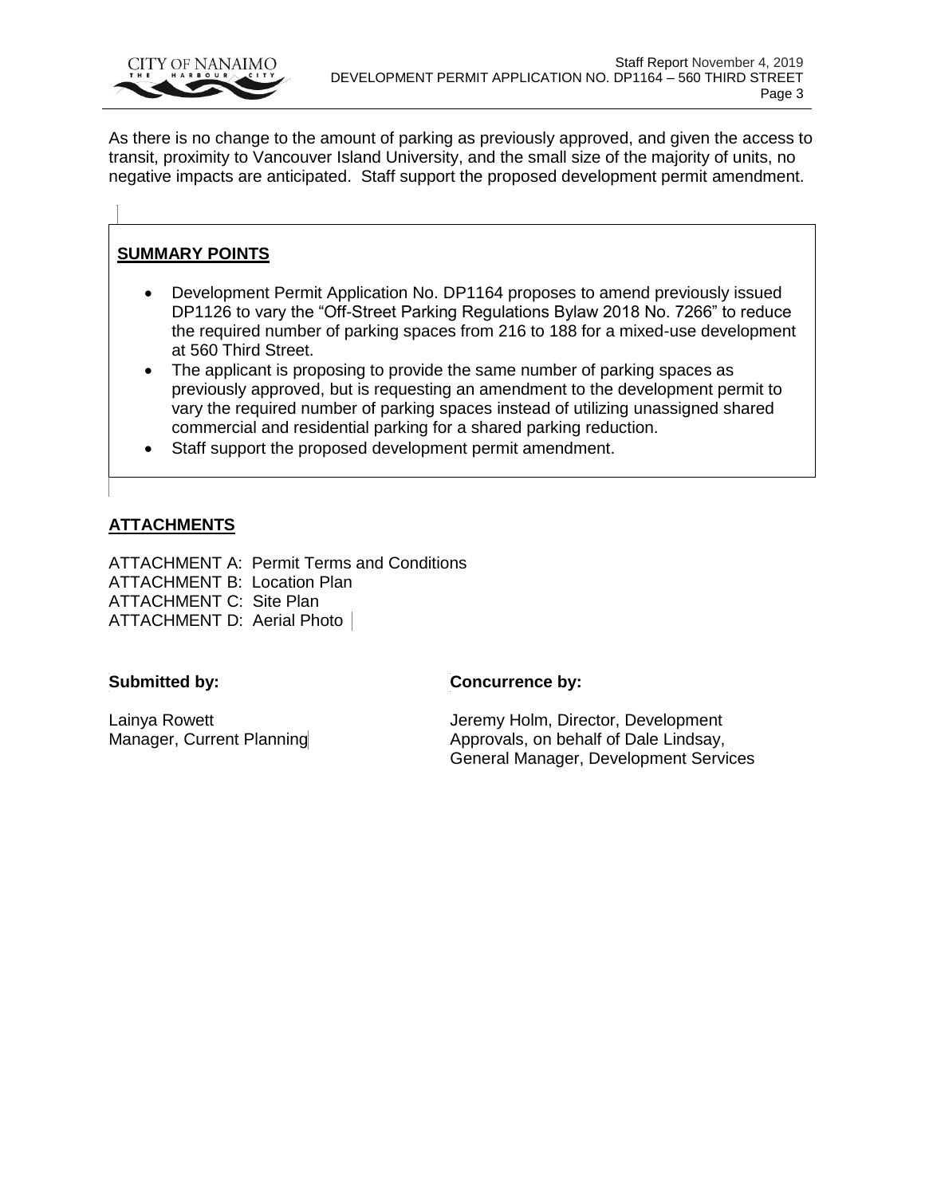As there is no change to the amount of parking as previously approved, and given the access to transit, proximity to Vancouver Island University, and the small size of the majority of units, no negative impacts are anticipated. Staff support the proposed development permit amendment.

## SUMMARY POINTS

- Development Permit Application No. DP1164 proposes to amend previously issued DP1126 to vary the "Off-Street Parking Regulations Bylaw 2018 No. 7266" to reduce the required number of parking spaces from 216 to 188 for a mixed-use development at 560 Third Street.
- The applicant is proposing to provide the same number of parking spaces as previously approved, but is requesting an amendment to the development permit to vary the required number of parking spaces instead of utilizing unassigned shared commercial and residential parking for a shared parking reduction.
- Staff support the proposed development permit amendment.

## ATTACHMENTS

ATTACHMENT A: Permit Terms and Conditions
ATTACHMENT B: Location Plan
ATTACHMENT C: Site Plan
ATTACHMENT D: Aerial Photo

**Submitted by:**

Lainya Rowett
Manager, Current Planning

**Concurrence by:**

Jeremy Holm, Director, Development Approvals, on behalf of Dale Lindsay, General Manager, Development Services